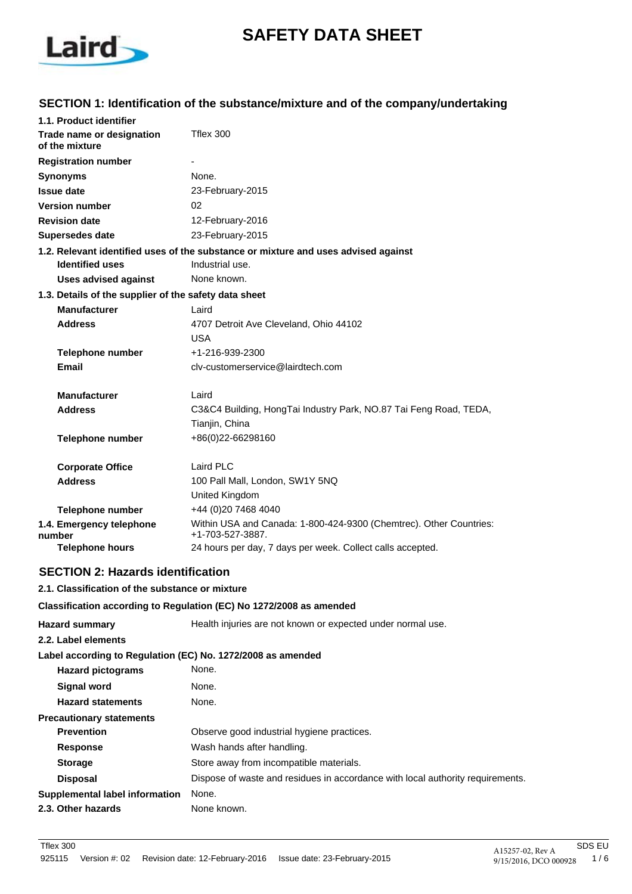# SAFETY DATA SHEET

## SECTION 1: Identification of the substance/mixture and of the company/undertaking

**1.1. Product identifier**

| | |
|---|---|
| **Trade name or designation of the mixture** | Tflex 300 |
| **Registration number** | - |
| **Synonyms** | None. |
| **Issue date** | 23-February-2015 |
| **Version number** | 02 |
| **Revision date** | 12-February-2016 |
| **Supersedes date** | 23-February-2015 |

**1.2. Relevant identified uses of the substance or mixture and uses advised against**

| | |
|---|---|
| **Identified uses** | Industrial use. |
| **Uses advised against** | None known. |

**1.3. Details of the supplier of the safety data sheet**

| | |
|---|---|
| **Manufacturer** | Laird |
| **Address** | 4707 Detroit Ave Cleveland, Ohio 44102<br>USA |
| **Telephone number** | +1-216-939-2300 |
| **Email** | clv-customerservice@lairdtech.com |
| **Manufacturer** | Laird |
| **Address** | C3&C4 Building, HongTai Industry Park, NO.87 Tai Feng Road, TEDA, Tianjin, China |
| **Telephone number** | +86(0)22-66298160 |
| **Corporate Office** | Laird PLC |
| **Address** | 100 Pall Mall, London, SW1Y 5NQ<br>United Kingdom |
| **Telephone number** | +44 (0)20 7468 4040 |
| **1.4. Emergency telephone number** | Within USA and Canada: 1-800-424-9300 (Chemtrec). Other Countries: +1-703-527-3887. |
| **Telephone hours** | 24 hours per day, 7 days per week. Collect calls accepted. |

## SECTION 2: Hazards identification

**2.1. Classification of the substance or mixture**

**Classification according to Regulation (EC) No 1272/2008 as amended**

| | |
|---|---|
| **Hazard summary** | Health injuries are not known or expected under normal use. |

**2.2. Label elements**

**Label according to Regulation (EC) No. 1272/2008 as amended**

| | |
|---|---|
| **Hazard pictograms** | None. |
| **Signal word** | None. |
| **Hazard statements** | None. |

**Precautionary statements**

| | |
|---|---|
| **Prevention** | Observe good industrial hygiene practices. |
| **Response** | Wash hands after handling. |
| **Storage** | Store away from incompatible materials. |
| **Disposal** | Dispose of waste and residues in accordance with local authority requirements. |
| **Supplemental label information** | None. |
| **2.3. Other hazards** | None known. |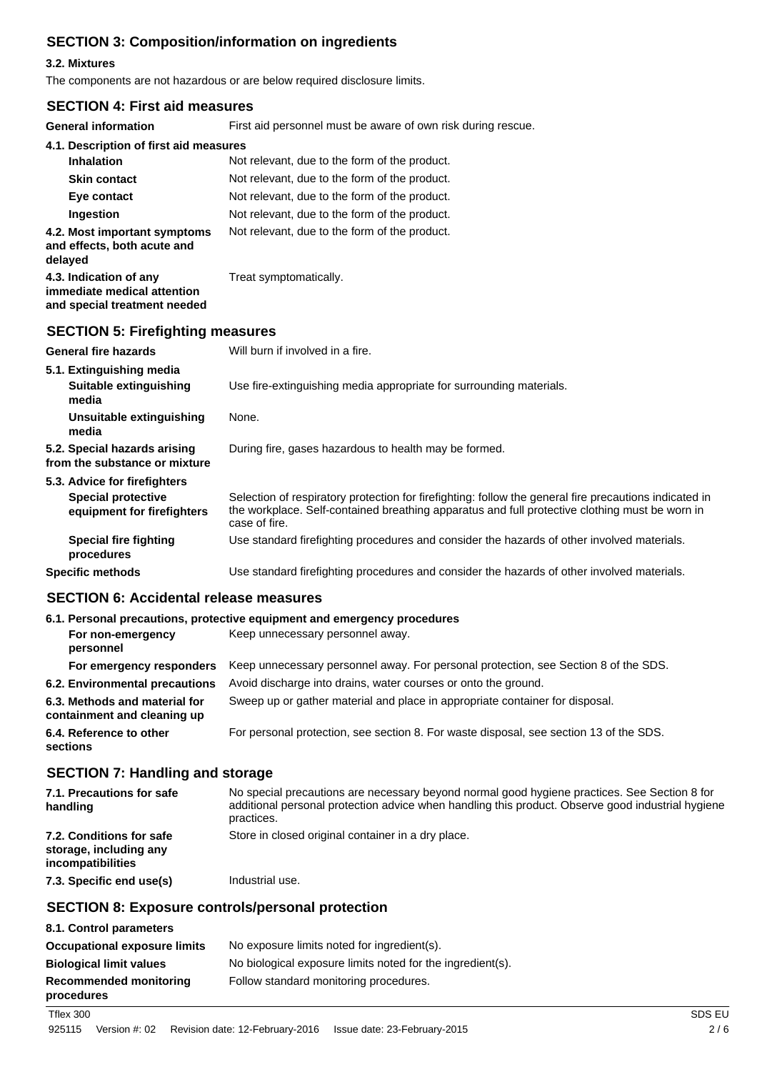## SECTION 3: Composition/information on ingredients

### 3.2. Mixtures

The components are not hazardous or are below required disclosure limits.

## SECTION 4: First aid measures

| | |
|---|---|
| **General information** | First aid personnel must be aware of own risk during rescue. |
| **4.1. Description of first aid measures** | |
| **Inhalation** | Not relevant, due to the form of the product. |
| **Skin contact** | Not relevant, due to the form of the product. |
| **Eye contact** | Not relevant, due to the form of the product. |
| **Ingestion** | Not relevant, due to the form of the product. |
| **4.2. Most important symptoms and effects, both acute and delayed** | Not relevant, due to the form of the product. |
| **4.3. Indication of any immediate medical attention and special treatment needed** | Treat symptomatically. |

## SECTION 5: Firefighting measures

| | |
|---|---|
| **General fire hazards** | Will burn if involved in a fire. |
| **5.1. Extinguishing media** | |
| **Suitable extinguishing media** | Use fire-extinguishing media appropriate for surrounding materials. |
| **Unsuitable extinguishing media** | None. |
| **5.2. Special hazards arising from the substance or mixture** | During fire, gases hazardous to health may be formed. |
| **5.3. Advice for firefighters** | |
| **Special protective equipment for firefighters** | Selection of respiratory protection for firefighting: follow the general fire precautions indicated in the workplace. Self-contained breathing apparatus and full protective clothing must be worn in case of fire. |
| **Special fire fighting procedures** | Use standard firefighting procedures and consider the hazards of other involved materials. |
| **Specific methods** | Use standard firefighting procedures and consider the hazards of other involved materials. |

## SECTION 6: Accidental release measures

| | |
|---|---|
| **6.1. Personal precautions, protective equipment and emergency procedures** | |
| **For non-emergency personnel** | Keep unnecessary personnel away. |
| **For emergency responders** | Keep unnecessary personnel away. For personal protection, see Section 8 of the SDS. |
| **6.2. Environmental precautions** | Avoid discharge into drains, water courses or onto the ground. |
| **6.3. Methods and material for containment and cleaning up** | Sweep up or gather material and place in appropriate container for disposal. |
| **6.4. Reference to other sections** | For personal protection, see section 8. For waste disposal, see section 13 of the SDS. |

## SECTION 7: Handling and storage

| | |
|---|---|
| **7.1. Precautions for safe handling** | No special precautions are necessary beyond normal good hygiene practices. See Section 8 for additional personal protection advice when handling this product. Observe good industrial hygiene practices. |
| **7.2. Conditions for safe storage, including any incompatibilities** | Store in closed original container in a dry place. |
| **7.3. Specific end use(s)** | Industrial use. |

## SECTION 8: Exposure controls/personal protection

| | |
|---|---|
| **8.1. Control parameters** | |
| **Occupational exposure limits** | No exposure limits noted for ingredient(s). |
| **Biological limit values** | No biological exposure limits noted for the ingredient(s). |
| **Recommended monitoring procedures** | Follow standard monitoring procedures. |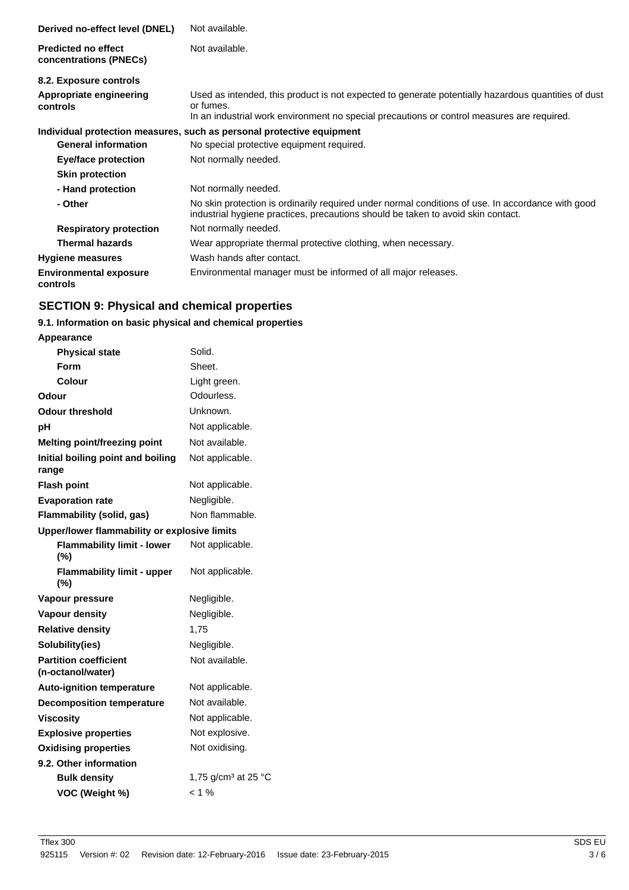**Derived no-effect level (DNEL)** Not available.

**Predicted no effect concentrations (PNECs)** Not available.

**8.2. Exposure controls**

**Appropriate engineering controls** Used as intended, this product is not expected to generate potentially hazardous quantities of dust or fumes.
In an industrial work environment no special precautions or control measures are required.

**Individual protection measures, such as personal protective equipment**

| | |
|---|---|
| **General information** | No special protective equipment required. |
| **Eye/face protection** | Not normally needed. |
| **Skin protection** | |
| **- Hand protection** | Not normally needed. |
| **- Other** | No skin protection is ordinarily required under normal conditions of use. In accordance with good industrial hygiene practices, precautions should be taken to avoid skin contact. |
| **Respiratory protection** | Not normally needed. |
| **Thermal hazards** | Wear appropriate thermal protective clothing, when necessary. |
| **Hygiene measures** | Wash hands after contact. |
| **Environmental exposure controls** | Environmental manager must be informed of all major releases. |

## SECTION 9: Physical and chemical properties

**9.1. Information on basic physical and chemical properties**

| | |
|---|---|
| **Appearance** | |
| **Physical state** | Solid. |
| **Form** | Sheet. |
| **Colour** | Light green. |
| **Odour** | Odourless. |
| **Odour threshold** | Unknown. |
| **pH** | Not applicable. |
| **Melting point/freezing point** | Not available. |
| **Initial boiling point and boiling range** | Not applicable. |
| **Flash point** | Not applicable. |
| **Evaporation rate** | Negligible. |
| **Flammability (solid, gas)** | Non flammable. |
| **Upper/lower flammability or explosive limits** | |
| **Flammability limit - lower (%)** | Not applicable. |
| **Flammability limit - upper (%)** | Not applicable. |
| **Vapour pressure** | Negligible. |
| **Vapour density** | Negligible. |
| **Relative density** | 1,75 |
| **Solubility(ies)** | Negligible. |
| **Partition coefficient (n-octanol/water)** | Not available. |
| **Auto-ignition temperature** | Not applicable. |
| **Decomposition temperature** | Not available. |
| **Viscosity** | Not applicable. |
| **Explosive properties** | Not explosive. |
| **Oxidising properties** | Not oxidising. |
| **9.2. Other information** | |
| **Bulk density** | 1,75 g/cm³ at 25 °C |
| **VOC (Weight %)** | < 1 % |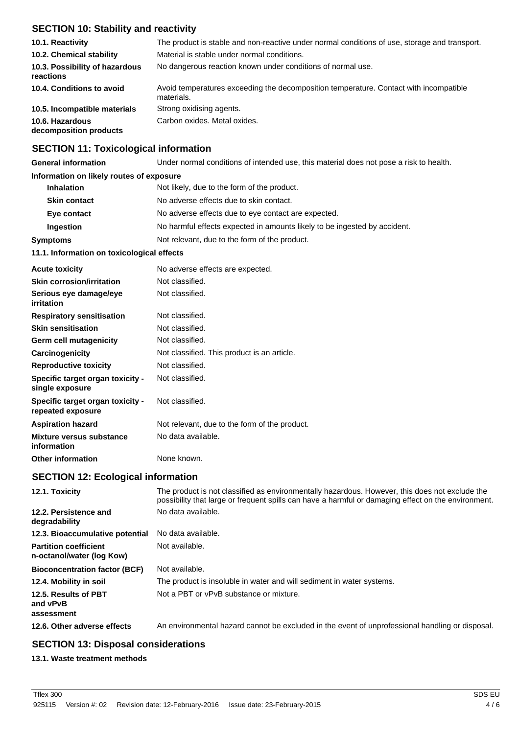## SECTION 10: Stability and reactivity

| | |
|---|---|
| **10.1. Reactivity** | The product is stable and non-reactive under normal conditions of use, storage and transport. |
| **10.2. Chemical stability** | Material is stable under normal conditions. |
| **10.3. Possibility of hazardous reactions** | No dangerous reaction known under conditions of normal use. |
| **10.4. Conditions to avoid** | Avoid temperatures exceeding the decomposition temperature. Contact with incompatible materials. |
| **10.5. Incompatible materials** | Strong oxidising agents. |
| **10.6. Hazardous decomposition products** | Carbon oxides. Metal oxides. |

## SECTION 11: Toxicological information

| | |
|---|---|
| **General information** | Under normal conditions of intended use, this material does not pose a risk to health. |

**Information on likely routes of exposure**

| | |
|---|---|
| **Inhalation** | Not likely, due to the form of the product. |
| **Skin contact** | No adverse effects due to skin contact. |
| **Eye contact** | No adverse effects due to eye contact are expected. |
| **Ingestion** | No harmful effects expected in amounts likely to be ingested by accident. |
| **Symptoms** | Not relevant, due to the form of the product. |

**11.1. Information on toxicological effects**

| | |
|---|---|
| **Acute toxicity** | No adverse effects are expected. |
| **Skin corrosion/irritation** | Not classified. |
| **Serious eye damage/eye irritation** | Not classified. |
| **Respiratory sensitisation** | Not classified. |
| **Skin sensitisation** | Not classified. |
| **Germ cell mutagenicity** | Not classified. |
| **Carcinogenicity** | Not classified. This product is an article. |
| **Reproductive toxicity** | Not classified. |
| **Specific target organ toxicity - single exposure** | Not classified. |
| **Specific target organ toxicity - repeated exposure** | Not classified. |
| **Aspiration hazard** | Not relevant, due to the form of the product. |
| **Mixture versus substance information** | No data available. |
| **Other information** | None known. |

## SECTION 12: Ecological information

| | |
|---|---|
| **12.1. Toxicity** | The product is not classified as environmentally hazardous. However, this does not exclude the possibility that large or frequent spills can have a harmful or damaging effect on the environment. |
| **12.2. Persistence and degradability** | No data available. |
| **12.3. Bioaccumulative potential** | No data available. |
| **Partition coefficient n-octanol/water (log Kow)** | Not available. |
| **Bioconcentration factor (BCF)** | Not available. |
| **12.4. Mobility in soil** | The product is insoluble in water and will sediment in water systems. |
| **12.5. Results of PBT and vPvB assessment** | Not a PBT or vPvB substance or mixture. |
| **12.6. Other adverse effects** | An environmental hazard cannot be excluded in the event of unprofessional handling or disposal. |

## SECTION 13: Disposal considerations

**13.1. Waste treatment methods**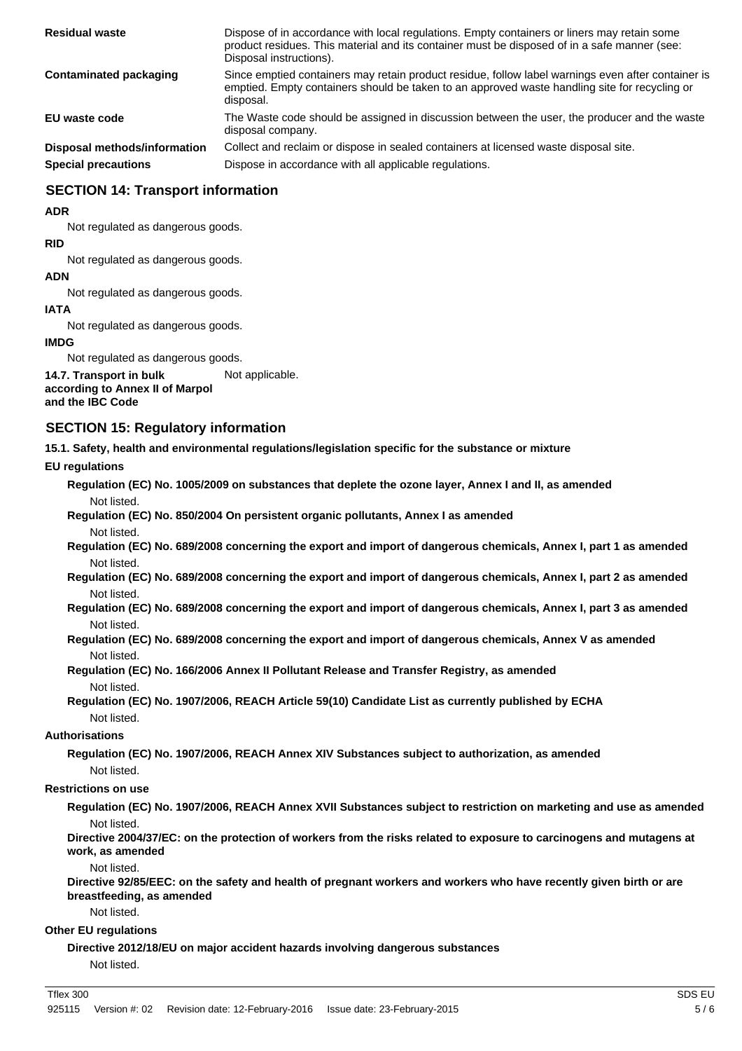| | |
|---|---|
| **Residual waste** | Dispose of in accordance with local regulations. Empty containers or liners may retain some product residues. This material and its container must be disposed of in a safe manner (see: Disposal instructions). |
| **Contaminated packaging** | Since emptied containers may retain product residue, follow label warnings even after container is emptied. Empty containers should be taken to an approved waste handling site for recycling or disposal. |
| **EU waste code** | The Waste code should be assigned in discussion between the user, the producer and the waste disposal company. |
| **Disposal methods/information** | Collect and reclaim or dispose in sealed containers at licensed waste disposal site. |
| **Special precautions** | Dispose in accordance with all applicable regulations. |

## SECTION 14: Transport information

**ADR**

Not regulated as dangerous goods.

**RID**

Not regulated as dangerous goods.

**ADN**

Not regulated as dangerous goods.

**IATA**

Not regulated as dangerous goods.

**IMDG**

Not regulated as dangerous goods.

**14.7. Transport in bulk according to Annex II of Marpol and the IBC Code** Not applicable.

## SECTION 15: Regulatory information

**15.1. Safety, health and environmental regulations/legislation specific for the substance or mixture**

**EU regulations**

**Regulation (EC) No. 1005/2009 on substances that deplete the ozone layer, Annex I and II, as amended**

Not listed.

**Regulation (EC) No. 850/2004 On persistent organic pollutants, Annex I as amended**

Not listed.

**Regulation (EC) No. 689/2008 concerning the export and import of dangerous chemicals, Annex I, part 1 as amended**

Not listed.

**Regulation (EC) No. 689/2008 concerning the export and import of dangerous chemicals, Annex I, part 2 as amended**

Not listed.

**Regulation (EC) No. 689/2008 concerning the export and import of dangerous chemicals, Annex I, part 3 as amended**

Not listed.

**Regulation (EC) No. 689/2008 concerning the export and import of dangerous chemicals, Annex V as amended**

Not listed.

**Regulation (EC) No. 166/2006 Annex II Pollutant Release and Transfer Registry, as amended**

Not listed.

**Regulation (EC) No. 1907/2006, REACH Article 59(10) Candidate List as currently published by ECHA**

Not listed.

**Authorisations**

**Regulation (EC) No. 1907/2006, REACH Annex XIV Substances subject to authorization, as amended**

Not listed.

**Restrictions on use**

**Regulation (EC) No. 1907/2006, REACH Annex XVII Substances subject to restriction on marketing and use as amended**

Not listed.

**Directive 2004/37/EC: on the protection of workers from the risks related to exposure to carcinogens and mutagens at work, as amended**

Not listed.

**Directive 92/85/EEC: on the safety and health of pregnant workers and workers who have recently given birth or are breastfeeding, as amended**

Not listed.

**Other EU regulations**

**Directive 2012/18/EU on major accident hazards involving dangerous substances**

Not listed.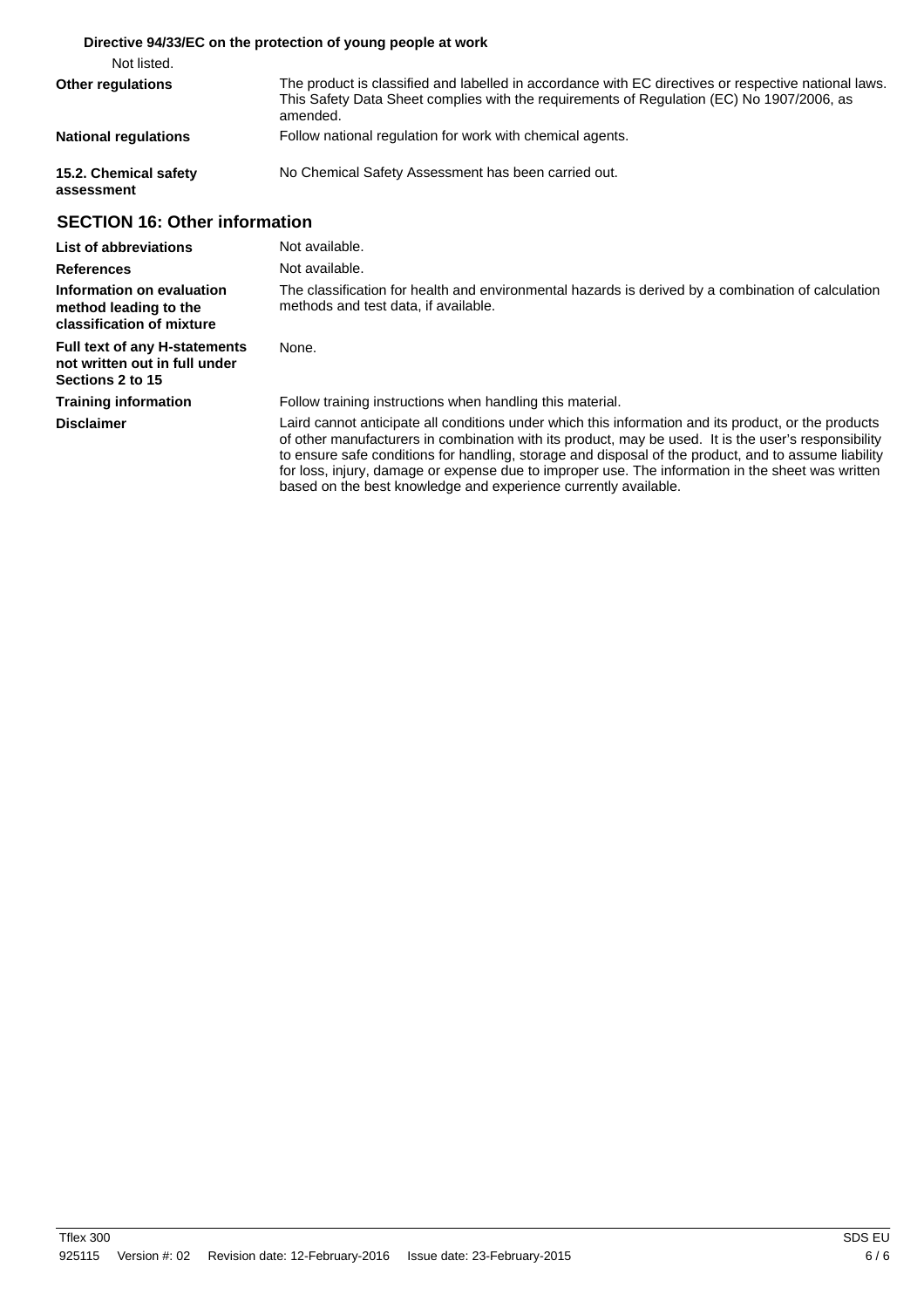**Directive 94/33/EC on the protection of young people at work**

Not listed.

**Other regulations** The product is classified and labelled in accordance with EC directives or respective national laws. This Safety Data Sheet complies with the requirements of Regulation (EC) No 1907/2006, as amended.

**National regulations** Follow national regulation for work with chemical agents.

**15.2. Chemical safety assessment** No Chemical Safety Assessment has been carried out.

## SECTION 16: Other information

**List of abbreviations** Not available.

**References** Not available.

**Information on evaluation method leading to the classification of mixture** The classification for health and environmental hazards is derived by a combination of calculation methods and test data, if available.

**Full text of any H-statements not written out in full under Sections 2 to 15** None.

**Training information** Follow training instructions when handling this material.

**Disclaimer** Laird cannot anticipate all conditions under which this information and its product, or the products of other manufacturers in combination with its product, may be used. It is the user's responsibility to ensure safe conditions for handling, storage and disposal of the product, and to assume liability for loss, injury, damage or expense due to improper use. The information in the sheet was written based on the best knowledge and experience currently available.

Tflex 300 SDS EU
925115 Version #: 02 Revision date: 12-February-2016 Issue date: 23-February-2015